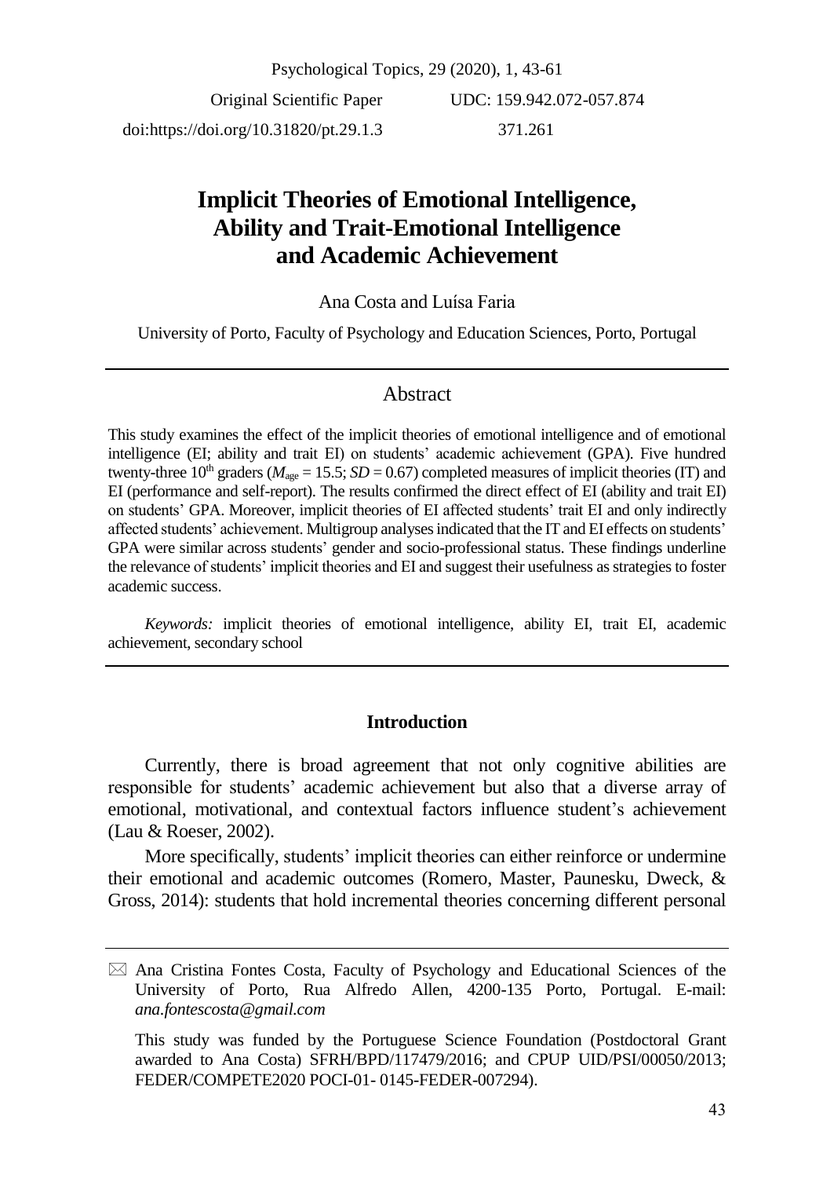Original Scientific Paper UDC: 159.942.072-057.874

doi:https://doi.org/10.31820/pt.29.1.3 371.261

# Implicit Theories of Emotional Intelligence, Ability and Trait-Emotional Intelligence and Academic Achievement

Ana Costa and Luísa Faria

University of Porto, Faculty of Psychology and Education Sciences, Porto, Portugal

## Abstract

This study examines the effect of the implicit theories of emotional intelligence and of emotional intelligence (EI; ability and trait EI) on students' academic achievement (GPA). Five hundred twenty-three 10th graders ($M_{age}$ = 15.5; *SD* = 0.67) completed measures of implicit theories (IT) and EI (performance and self-report). The results confirmed the direct effect of EI (ability and trait EI) on students' GPA. Moreover, implicit theories of EI affected students' trait EI and only indirectly affected students' achievement. Multigroup analyses indicated that the IT and EI effects on students' GPA were similar across students' gender and socio-professional status. These findings underline the relevance of students' implicit theories and EI and suggest their usefulness as strategies to foster academic success.

*Keywords:* implicit theories of emotional intelligence, ability EI, trait EI, academic achievement, secondary school

### Introduction

Currently, there is broad agreement that not only cognitive abilities are responsible for students' academic achievement but also that a diverse array of emotional, motivational, and contextual factors influence student's achievement (Lau & Roeser, 2002).

More specifically, students' implicit theories can either reinforce or undermine their emotional and academic outcomes (Romero, Master, Paunesku, Dweck, & Gross, 2014): students that hold incremental theories concerning different personal

---

✉ Ana Cristina Fontes Costa, Faculty of Psychology and Educational Sciences of the University of Porto, Rua Alfredo Allen, 4200-135 Porto, Portugal. E-mail: *ana.fontescosta@gmail.com*

This study was funded by the Portuguese Science Foundation (Postdoctoral Grant awarded to Ana Costa) SFRH/BPD/117479/2016; and CPUP UID/PSI/00050/2013; FEDER/COMPETE2020 POCI-01- 0145-FEDER-007294).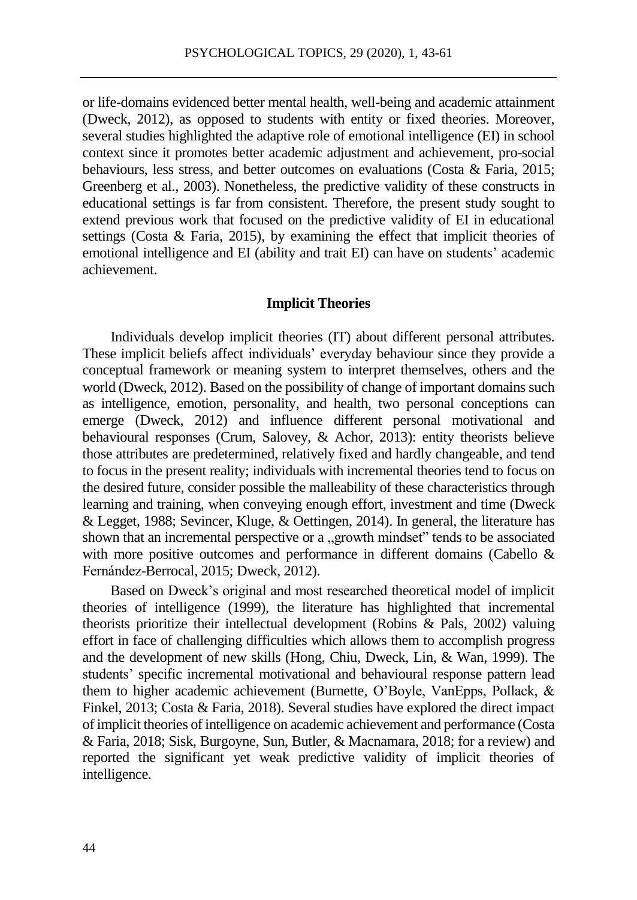or life-domains evidenced better mental health, well-being and academic attainment (Dweck, 2012), as opposed to students with entity or fixed theories. Moreover, several studies highlighted the adaptive role of emotional intelligence (EI) in school context since it promotes better academic adjustment and achievement, pro-social behaviours, less stress, and better outcomes on evaluations (Costa & Faria, 2015; Greenberg et al., 2003). Nonetheless, the predictive validity of these constructs in educational settings is far from consistent. Therefore, the present study sought to extend previous work that focused on the predictive validity of EI in educational settings (Costa & Faria, 2015), by examining the effect that implicit theories of emotional intelligence and EI (ability and trait EI) can have on students' academic achievement.

## Implicit Theories

Individuals develop implicit theories (IT) about different personal attributes. These implicit beliefs affect individuals' everyday behaviour since they provide a conceptual framework or meaning system to interpret themselves, others and the world (Dweck, 2012). Based on the possibility of change of important domains such as intelligence, emotion, personality, and health, two personal conceptions can emerge (Dweck, 2012) and influence different personal motivational and behavioural responses (Crum, Salovey, & Achor, 2013): entity theorists believe those attributes are predetermined, relatively fixed and hardly changeable, and tend to focus in the present reality; individuals with incremental theories tend to focus on the desired future, consider possible the malleability of these characteristics through learning and training, when conveying enough effort, investment and time (Dweck & Legget, 1988; Sevincer, Kluge, & Oettingen, 2014). In general, the literature has shown that an incremental perspective or a „growth mindset" tends to be associated with more positive outcomes and performance in different domains (Cabello & Fernández-Berrocal, 2015; Dweck, 2012).

Based on Dweck's original and most researched theoretical model of implicit theories of intelligence (1999), the literature has highlighted that incremental theorists prioritize their intellectual development (Robins & Pals, 2002) valuing effort in face of challenging difficulties which allows them to accomplish progress and the development of new skills (Hong, Chiu, Dweck, Lin, & Wan, 1999). The students' specific incremental motivational and behavioural response pattern lead them to higher academic achievement (Burnette, O'Boyle, VanEpps, Pollack, & Finkel, 2013; Costa & Faria, 2018). Several studies have explored the direct impact of implicit theories of intelligence on academic achievement and performance (Costa & Faria, 2018; Sisk, Burgoyne, Sun, Butler, & Macnamara, 2018; for a review) and reported the significant yet weak predictive validity of implicit theories of intelligence.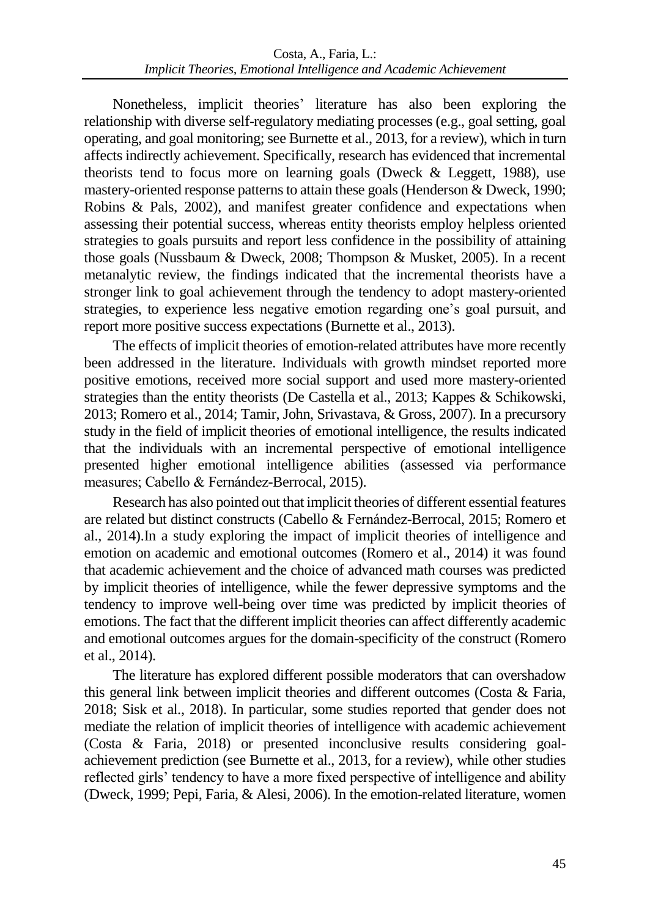Nonetheless, implicit theories' literature has also been exploring the relationship with diverse self-regulatory mediating processes (e.g., goal setting, goal operating, and goal monitoring; see Burnette et al., 2013, for a review), which in turn affects indirectly achievement. Specifically, research has evidenced that incremental theorists tend to focus more on learning goals (Dweck & Leggett, 1988), use mastery-oriented response patterns to attain these goals (Henderson & Dweck, 1990; Robins & Pals, 2002), and manifest greater confidence and expectations when assessing their potential success, whereas entity theorists employ helpless oriented strategies to goals pursuits and report less confidence in the possibility of attaining those goals (Nussbaum & Dweck, 2008; Thompson & Musket, 2005). In a recent metanalytic review, the findings indicated that the incremental theorists have a stronger link to goal achievement through the tendency to adopt mastery-oriented strategies, to experience less negative emotion regarding one's goal pursuit, and report more positive success expectations (Burnette et al., 2013).

The effects of implicit theories of emotion-related attributes have more recently been addressed in the literature. Individuals with growth mindset reported more positive emotions, received more social support and used more mastery-oriented strategies than the entity theorists (De Castella et al., 2013; Kappes & Schikowski, 2013; Romero et al., 2014; Tamir, John, Srivastava, & Gross, 2007). In a precursory study in the field of implicit theories of emotional intelligence, the results indicated that the individuals with an incremental perspective of emotional intelligence presented higher emotional intelligence abilities (assessed via performance measures; Cabello & Fernández-Berrocal, 2015).

Research has also pointed out that implicit theories of different essential features are related but distinct constructs (Cabello & Fernández-Berrocal, 2015; Romero et al., 2014).In a study exploring the impact of implicit theories of intelligence and emotion on academic and emotional outcomes (Romero et al., 2014) it was found that academic achievement and the choice of advanced math courses was predicted by implicit theories of intelligence, while the fewer depressive symptoms and the tendency to improve well-being over time was predicted by implicit theories of emotions. The fact that the different implicit theories can affect differently academic and emotional outcomes argues for the domain-specificity of the construct (Romero et al., 2014).

The literature has explored different possible moderators that can overshadow this general link between implicit theories and different outcomes (Costa & Faria, 2018; Sisk et al., 2018). In particular, some studies reported that gender does not mediate the relation of implicit theories of intelligence with academic achievement (Costa & Faria, 2018) or presented inconclusive results considering goal-achievement prediction (see Burnette et al., 2013, for a review), while other studies reflected girls' tendency to have a more fixed perspective of intelligence and ability (Dweck, 1999; Pepi, Faria, & Alesi, 2006). In the emotion-related literature, women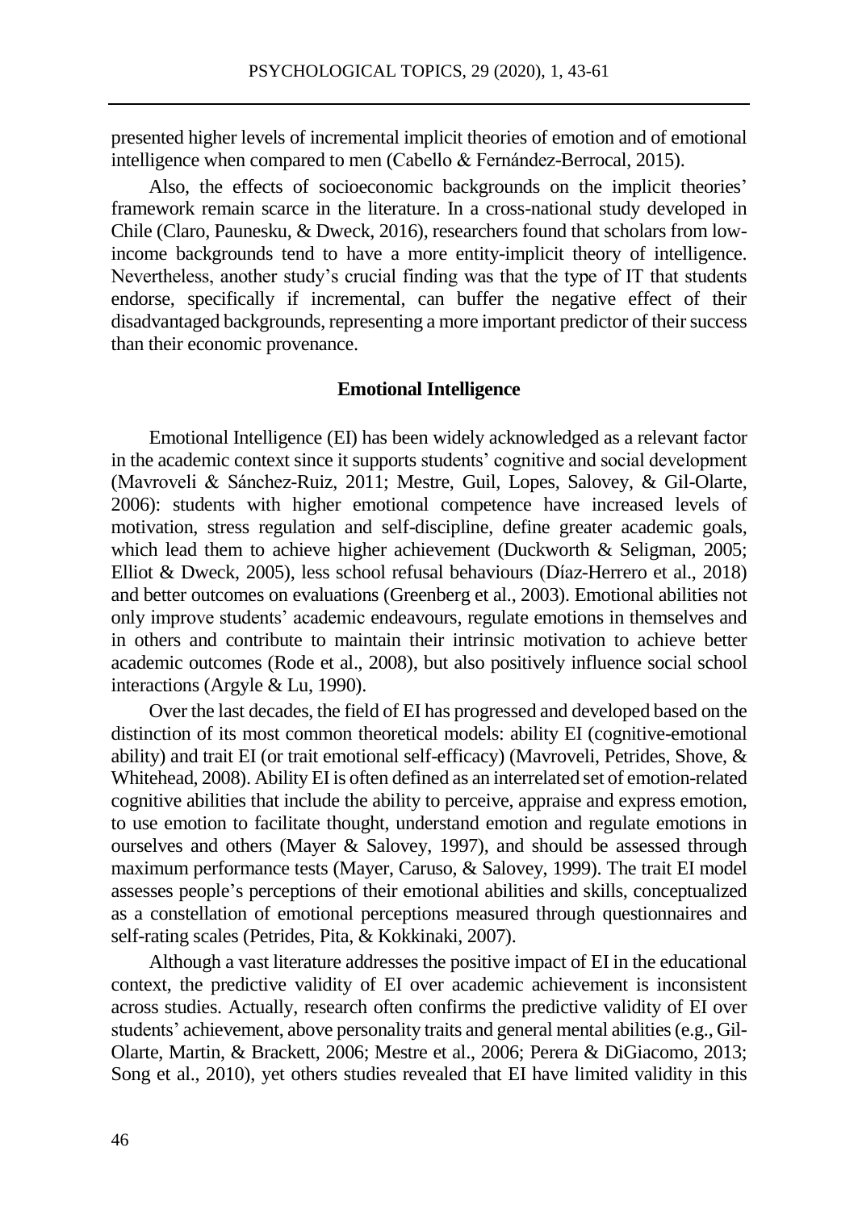presented higher levels of incremental implicit theories of emotion and of emotional intelligence when compared to men (Cabello & Fernández-Berrocal, 2015).

Also, the effects of socioeconomic backgrounds on the implicit theories' framework remain scarce in the literature. In a cross-national study developed in Chile (Claro, Paunesku, & Dweck, 2016), researchers found that scholars from low-income backgrounds tend to have a more entity-implicit theory of intelligence. Nevertheless, another study's crucial finding was that the type of IT that students endorse, specifically if incremental, can buffer the negative effect of their disadvantaged backgrounds, representing a more important predictor of their success than their economic provenance.

## Emotional Intelligence

Emotional Intelligence (EI) has been widely acknowledged as a relevant factor in the academic context since it supports students' cognitive and social development (Mavroveli & Sánchez-Ruiz, 2011; Mestre, Guil, Lopes, Salovey, & Gil-Olarte, 2006): students with higher emotional competence have increased levels of motivation, stress regulation and self-discipline, define greater academic goals, which lead them to achieve higher achievement (Duckworth & Seligman, 2005; Elliot & Dweck, 2005), less school refusal behaviours (Díaz-Herrero et al., 2018) and better outcomes on evaluations (Greenberg et al., 2003). Emotional abilities not only improve students' academic endeavours, regulate emotions in themselves and in others and contribute to maintain their intrinsic motivation to achieve better academic outcomes (Rode et al., 2008), but also positively influence social school interactions (Argyle & Lu, 1990).

Over the last decades, the field of EI has progressed and developed based on the distinction of its most common theoretical models: ability EI (cognitive-emotional ability) and trait EI (or trait emotional self-efficacy) (Mavroveli, Petrides, Shove, & Whitehead, 2008). Ability EI is often defined as an interrelated set of emotion-related cognitive abilities that include the ability to perceive, appraise and express emotion, to use emotion to facilitate thought, understand emotion and regulate emotions in ourselves and others (Mayer & Salovey, 1997), and should be assessed through maximum performance tests (Mayer, Caruso, & Salovey, 1999). The trait EI model assesses people's perceptions of their emotional abilities and skills, conceptualized as a constellation of emotional perceptions measured through questionnaires and self-rating scales (Petrides, Pita, & Kokkinaki, 2007).

Although a vast literature addresses the positive impact of EI in the educational context, the predictive validity of EI over academic achievement is inconsistent across studies. Actually, research often confirms the predictive validity of EI over students' achievement, above personality traits and general mental abilities (e.g., Gil-Olarte, Martin, & Brackett, 2006; Mestre et al., 2006; Perera & DiGiacomo, 2013; Song et al., 2010), yet others studies revealed that EI have limited validity in this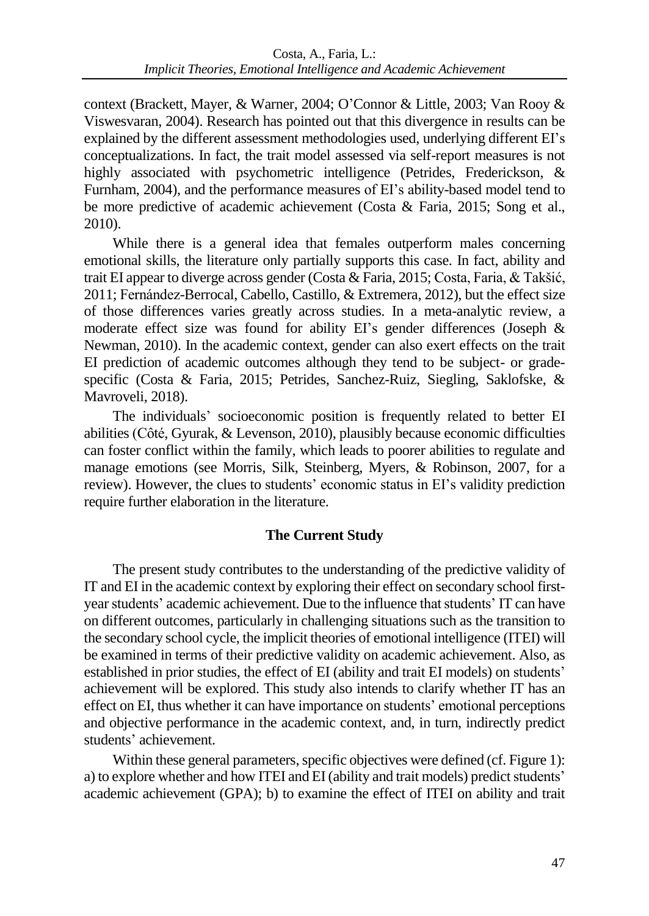context (Brackett, Mayer, & Warner, 2004; O'Connor & Little, 2003; Van Rooy & Viswesvaran, 2004). Research has pointed out that this divergence in results can be explained by the different assessment methodologies used, underlying different EI's conceptualizations. In fact, the trait model assessed via self-report measures is not highly associated with psychometric intelligence (Petrides, Frederickson, & Furnham, 2004), and the performance measures of EI's ability-based model tend to be more predictive of academic achievement (Costa & Faria, 2015; Song et al., 2010).

While there is a general idea that females outperform males concerning emotional skills, the literature only partially supports this case. In fact, ability and trait EI appear to diverge across gender (Costa & Faria, 2015; Costa, Faria, & Takšić, 2011; Fernández-Berrocal, Cabello, Castillo, & Extremera, 2012), but the effect size of those differences varies greatly across studies. In a meta-analytic review, a moderate effect size was found for ability EI's gender differences (Joseph & Newman, 2010). In the academic context, gender can also exert effects on the trait EI prediction of academic outcomes although they tend to be subject- or grade-specific (Costa & Faria, 2015; Petrides, Sanchez-Ruiz, Siegling, Saklofske, & Mavroveli, 2018).

The individuals' socioeconomic position is frequently related to better EI abilities (Côté, Gyurak, & Levenson, 2010), plausibly because economic difficulties can foster conflict within the family, which leads to poorer abilities to regulate and manage emotions (see Morris, Silk, Steinberg, Myers, & Robinson, 2007, for a review). However, the clues to students' economic status in EI's validity prediction require further elaboration in the literature.

## The Current Study

The present study contributes to the understanding of the predictive validity of IT and EI in the academic context by exploring their effect on secondary school first-year students' academic achievement. Due to the influence that students' IT can have on different outcomes, particularly in challenging situations such as the transition to the secondary school cycle, the implicit theories of emotional intelligence (ITEI) will be examined in terms of their predictive validity on academic achievement. Also, as established in prior studies, the effect of EI (ability and trait EI models) on students' achievement will be explored. This study also intends to clarify whether IT has an effect on EI, thus whether it can have importance on students' emotional perceptions and objective performance in the academic context, and, in turn, indirectly predict students' achievement.

Within these general parameters, specific objectives were defined (cf. Figure 1): a) to explore whether and how ITEI and EI (ability and trait models) predict students' academic achievement (GPA); b) to examine the effect of ITEI on ability and trait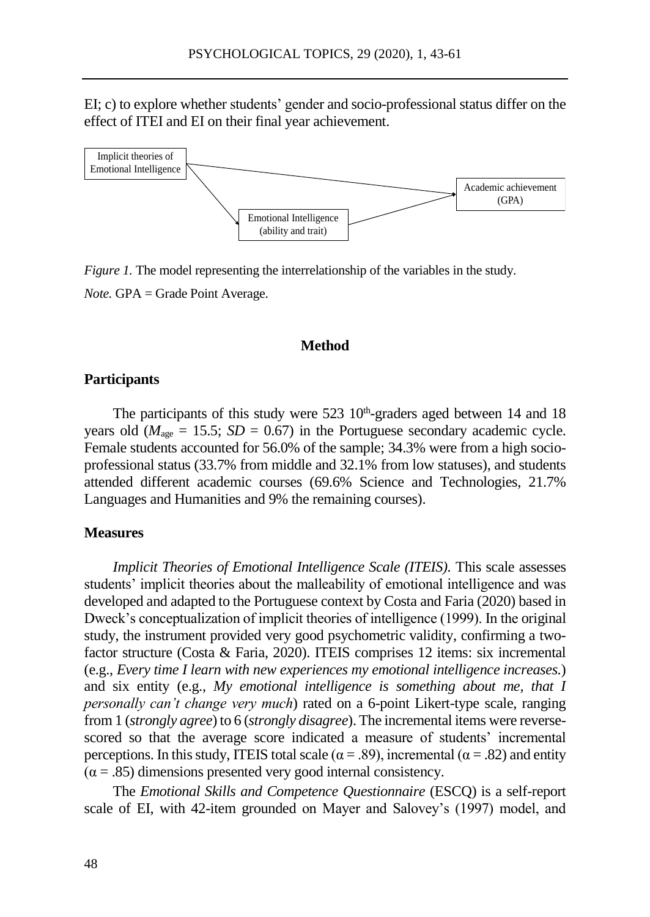EI; c) to explore whether students' gender and socio-professional status differ on the effect of ITEI and EI on their final year achievement.

*Figure 1.* The model representing the interrelationship of the variables in the study.

*Note.* GPA = Grade Point Average.

## Method

### Participants

The participants of this study were 523 10th-graders aged between 14 and 18 years old ($M_{age}$ = 15.5; $SD$ = 0.67) in the Portuguese secondary academic cycle. Female students accounted for 56.0% of the sample; 34.3% were from a high socio-professional status (33.7% from middle and 32.1% from low statuses), and students attended different academic courses (69.6% Science and Technologies, 21.7% Languages and Humanities and 9% the remaining courses).

### Measures

*Implicit Theories of Emotional Intelligence Scale (ITEIS).* This scale assesses students' implicit theories about the malleability of emotional intelligence and was developed and adapted to the Portuguese context by Costa and Faria (2020) based in Dweck's conceptualization of implicit theories of intelligence (1999). In the original study, the instrument provided very good psychometric validity, confirming a two-factor structure (Costa & Faria, 2020). ITEIS comprises 12 items: six incremental (e.g., *Every time I learn with new experiences my emotional intelligence increases.*) and six entity (e.g., *My emotional intelligence is something about me, that I personally can't change very much*) rated on a 6-point Likert-type scale, ranging from 1 (*strongly agree*) to 6 (*strongly disagree*). The incremental items were reverse-scored so that the average score indicated a measure of students' incremental perceptions. In this study, ITEIS total scale ($\alpha$ = .89), incremental ($\alpha$ = .82) and entity ($\alpha$ = .85) dimensions presented very good internal consistency.

The *Emotional Skills and Competence Questionnaire* (ESCQ) is a self-report scale of EI, with 42-item grounded on Mayer and Salovey's (1997) model, and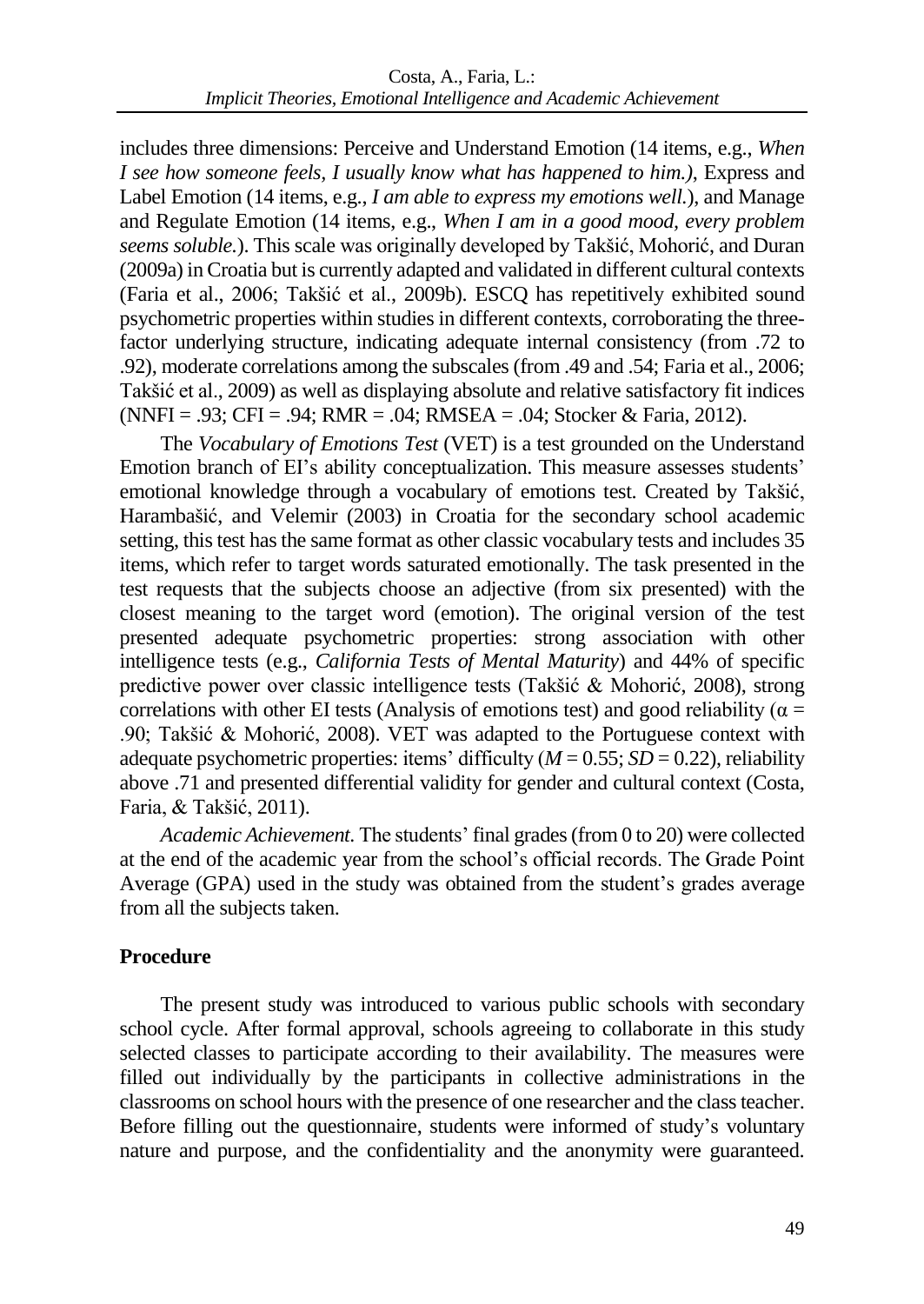includes three dimensions: Perceive and Understand Emotion (14 items, e.g., *When I see how someone feels, I usually know what has happened to him.)*, Express and Label Emotion (14 items, e.g., *I am able to express my emotions well.*), and Manage and Regulate Emotion (14 items, e.g., *When I am in a good mood, every problem seems soluble.*). This scale was originally developed by Takšić, Mohorić, and Duran (2009a) in Croatia but is currently adapted and validated in different cultural contexts (Faria et al., 2006; Takšić et al., 2009b). ESCQ has repetitively exhibited sound psychometric properties within studies in different contexts, corroborating the three-factor underlying structure, indicating adequate internal consistency (from .72 to .92), moderate correlations among the subscales (from .49 and .54; Faria et al., 2006; Takšić et al., 2009) as well as displaying absolute and relative satisfactory fit indices (NNFI = .93; CFI = .94; RMR = .04; RMSEA = .04; Stocker & Faria, 2012).

The *Vocabulary of Emotions Test* (VET) is a test grounded on the Understand Emotion branch of EI's ability conceptualization. This measure assesses students' emotional knowledge through a vocabulary of emotions test. Created by Takšić, Harambašić, and Velemir (2003) in Croatia for the secondary school academic setting, this test has the same format as other classic vocabulary tests and includes 35 items, which refer to target words saturated emotionally. The task presented in the test requests that the subjects choose an adjective (from six presented) with the closest meaning to the target word (emotion). The original version of the test presented adequate psychometric properties: strong association with other intelligence tests (e.g., *California Tests of Mental Maturity*) and 44% of specific predictive power over classic intelligence tests (Takšić & Mohorić, 2008), strong correlations with other EI tests (Analysis of emotions test) and good reliability ($\alpha$ = .90; Takšić & Mohorić, 2008). VET was adapted to the Portuguese context with adequate psychometric properties: items' difficulty ($M$ = 0.55; $SD$ = 0.22), reliability above .71 and presented differential validity for gender and cultural context (Costa, Faria, & Takšić, 2011).

*Academic Achievement.* The students' final grades (from 0 to 20) were collected at the end of the academic year from the school's official records. The Grade Point Average (GPA) used in the study was obtained from the student's grades average from all the subjects taken.

## Procedure

The present study was introduced to various public schools with secondary school cycle. After formal approval, schools agreeing to collaborate in this study selected classes to participate according to their availability. The measures were filled out individually by the participants in collective administrations in the classrooms on school hours with the presence of one researcher and the class teacher. Before filling out the questionnaire, students were informed of study's voluntary nature and purpose, and the confidentiality and the anonymity were guaranteed.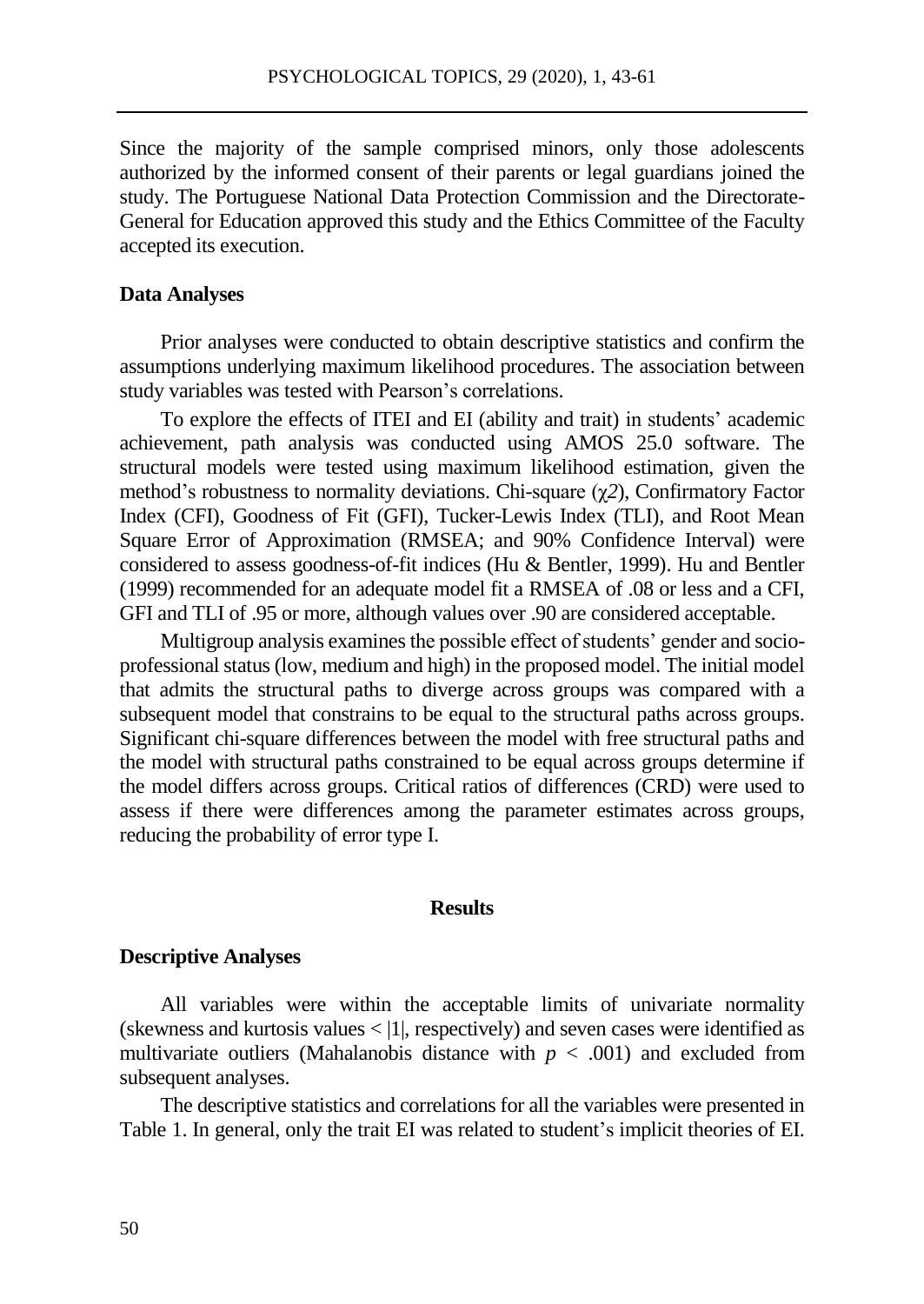Since the majority of the sample comprised minors, only those adolescents authorized by the informed consent of their parents or legal guardians joined the study. The Portuguese National Data Protection Commission and the Directorate-General for Education approved this study and the Ethics Committee of the Faculty accepted its execution.

### Data Analyses

Prior analyses were conducted to obtain descriptive statistics and confirm the assumptions underlying maximum likelihood procedures. The association between study variables was tested with Pearson's correlations.

To explore the effects of ITEI and EI (ability and trait) in students' academic achievement, path analysis was conducted using AMOS 25.0 software. The structural models were tested using maximum likelihood estimation, given the method's robustness to normality deviations. Chi-square ($\chi 2$), Confirmatory Factor Index (CFI), Goodness of Fit (GFI), Tucker-Lewis Index (TLI), and Root Mean Square Error of Approximation (RMSEA; and 90% Confidence Interval) were considered to assess goodness-of-fit indices (Hu & Bentler, 1999). Hu and Bentler (1999) recommended for an adequate model fit a RMSEA of .08 or less and a CFI, GFI and TLI of .95 or more, although values over .90 are considered acceptable.

Multigroup analysis examines the possible effect of students' gender and socio-professional status (low, medium and high) in the proposed model. The initial model that admits the structural paths to diverge across groups was compared with a subsequent model that constrains to be equal to the structural paths across groups. Significant chi-square differences between the model with free structural paths and the model with structural paths constrained to be equal across groups determine if the model differs across groups. Critical ratios of differences (CRD) were used to assess if there were differences among the parameter estimates across groups, reducing the probability of error type I.

## Results

### Descriptive Analyses

All variables were within the acceptable limits of univariate normality (skewness and kurtosis values < |1|, respectively) and seven cases were identified as multivariate outliers (Mahalanobis distance with $p < .001$) and excluded from subsequent analyses.

The descriptive statistics and correlations for all the variables were presented in Table 1. In general, only the trait EI was related to student's implicit theories of EI.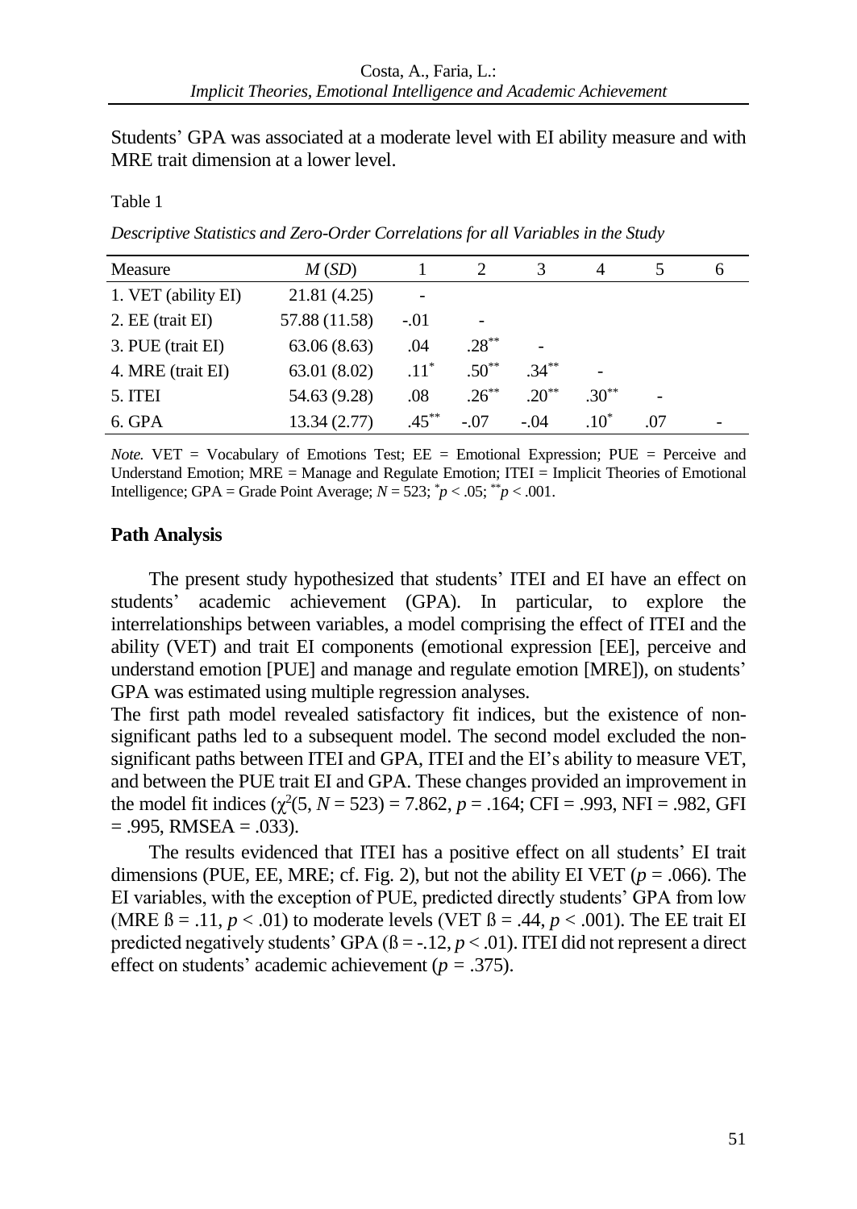Students' GPA was associated at a moderate level with EI ability measure and with MRE trait dimension at a lower level.

Table 1

*Descriptive Statistics and Zero-Order Correlations for all Variables in the Study*

| Measure | *M* (*SD*) | 1 | 2 | 3 | 4 | 5 | 6 |
|---|---|---|---|---|---|---|---|
| 1. VET (ability EI) | 21.81 (4.25) | - | | | | | |
| 2. EE (trait EI) | 57.88 (11.58) | -.01 | - | | | | |
| 3. PUE (trait EI) | 63.06 (8.63) | .04 | .28** | - | | | |
| 4. MRE (trait EI) | 63.01 (8.02) | .11* | .50** | .34** | - | | |
| 5. ITEI | 54.63 (9.28) | .08 | .26** | .20** | .30** | - | |
| 6. GPA | 13.34 (2.77) | .45** | -.07 | -.04 | .10* | .07 | - |

*Note.* VET = Vocabulary of Emotions Test; EE = Emotional Expression; PUE = Perceive and Understand Emotion; MRE = Manage and Regulate Emotion; ITEI = Implicit Theories of Emotional Intelligence; GPA = Grade Point Average; $N = 523$; * $p < .05$; ** $p < .001$.

## Path Analysis

The present study hypothesized that students' ITEI and EI have an effect on students' academic achievement (GPA). In particular, to explore the interrelationships between variables, a model comprising the effect of ITEI and the ability (VET) and trait EI components (emotional expression [EE], perceive and understand emotion [PUE] and manage and regulate emotion [MRE]), on students' GPA was estimated using multiple regression analyses.

The first path model revealed satisfactory fit indices, but the existence of non-significant paths led to a subsequent model. The second model excluded the non-significant paths between ITEI and GPA, ITEI and the EI's ability to measure VET, and between the PUE trait EI and GPA. These changes provided an improvement in the model fit indices ($\chi^2(5, N = 523) = 7.862$, $p = .164$; CFI = .993, NFI = .982, GFI = .995, RMSEA = .033).

The results evidenced that ITEI has a positive effect on all students' EI trait dimensions (PUE, EE, MRE; cf. Fig. 2), but not the ability EI VET ($p = .066$). The EI variables, with the exception of PUE, predicted directly students' GPA from low (MRE $\beta = .11$, $p < .01$) to moderate levels (VET $\beta = .44$, $p < .001$). The EE trait EI predicted negatively students' GPA ($\beta = -.12$, $p < .01$). ITEI did not represent a direct effect on students' academic achievement ($p = .375$).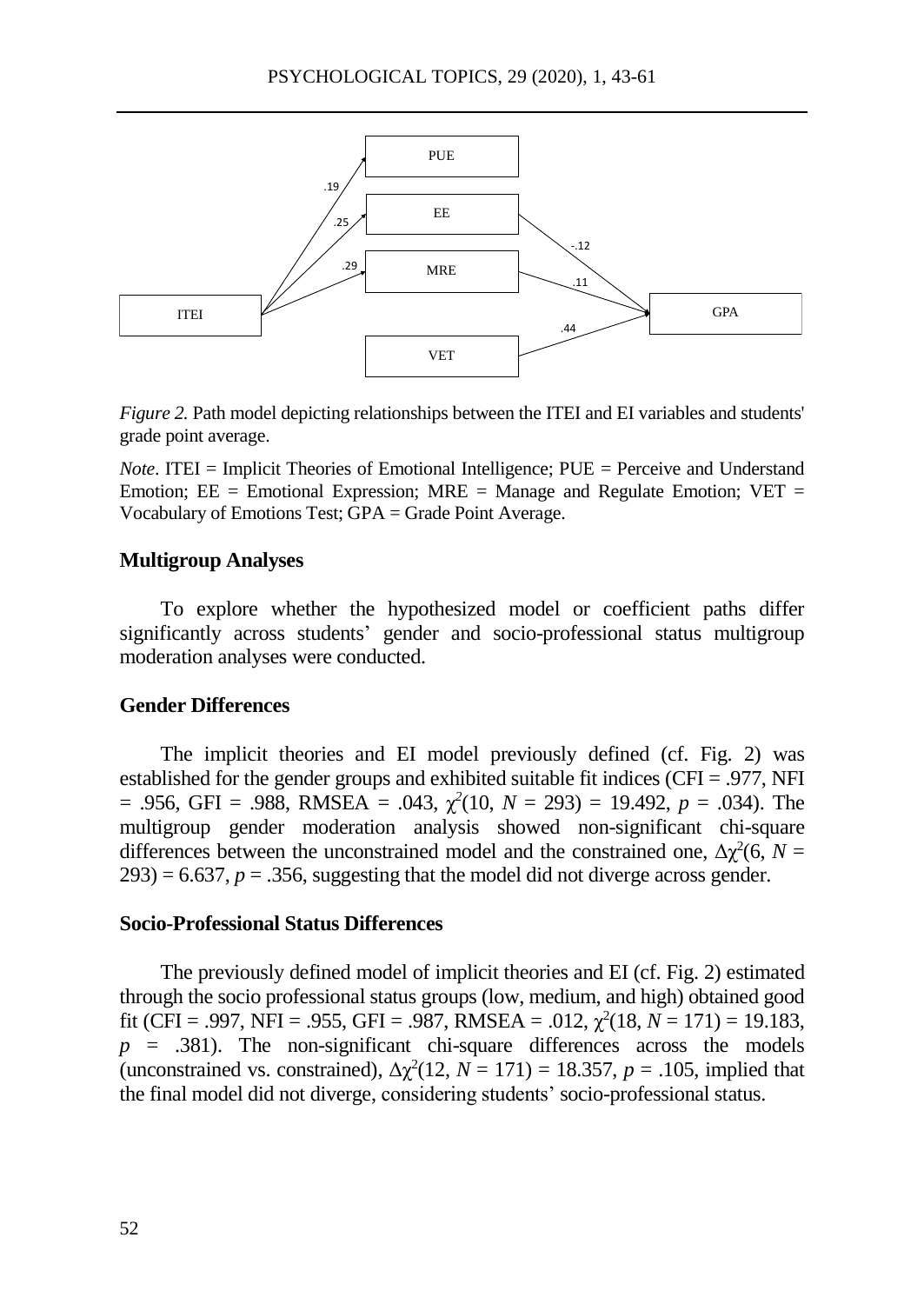*Figure 2.* Path model depicting relationships between the ITEI and EI variables and students' grade point average.

*Note*. ITEI = Implicit Theories of Emotional Intelligence; PUE = Perceive and Understand Emotion; EE = Emotional Expression; MRE = Manage and Regulate Emotion; VET = Vocabulary of Emotions Test; GPA = Grade Point Average.

### Multigroup Analyses

To explore whether the hypothesized model or coefficient paths differ significantly across students' gender and socio-professional status multigroup moderation analyses were conducted.

### Gender Differences

The implicit theories and EI model previously defined (cf. Fig. 2) was established for the gender groups and exhibited suitable fit indices (CFI = .977, NFI = .956, GFI = .988, RMSEA = .043, $\chi^2(10, N = 293) = 19.492$, $p = .034$). The multigroup gender moderation analysis showed non-significant chi-square differences between the unconstrained model and the constrained one, $\Delta\chi^2(6, N = 293) = 6.637$, $p = .356$, suggesting that the model did not diverge across gender.

### Socio-Professional Status Differences

The previously defined model of implicit theories and EI (cf. Fig. 2) estimated through the socio professional status groups (low, medium, and high) obtained good fit (CFI = .997, NFI = .955, GFI = .987, RMSEA = .012, $\chi^2(18, N = 171) = 19.183$, $p = .381$). The non-significant chi-square differences across the models (unconstrained vs. constrained), $\Delta\chi^2(12, N = 171) = 18.357$, $p = .105$, implied that the final model did not diverge, considering students' socio-professional status.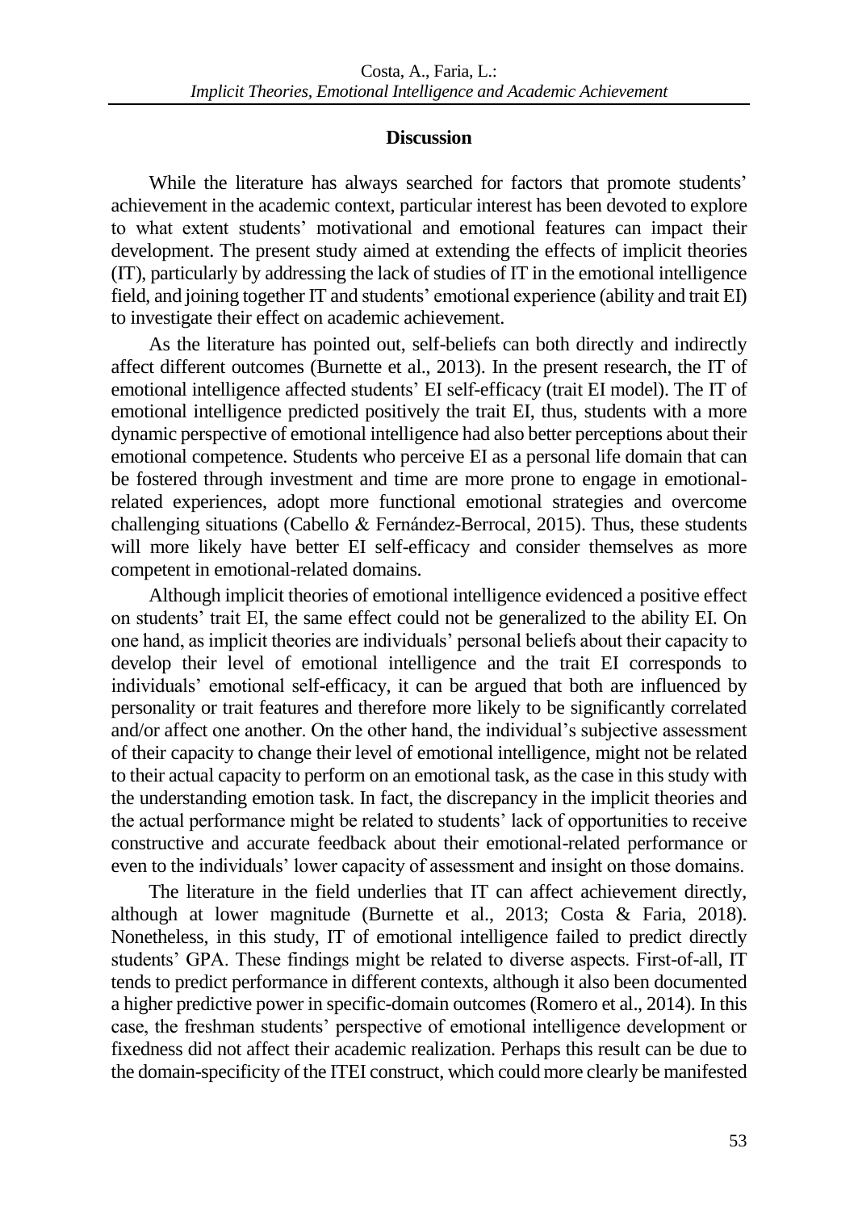## Discussion

While the literature has always searched for factors that promote students' achievement in the academic context, particular interest has been devoted to explore to what extent students' motivational and emotional features can impact their development. The present study aimed at extending the effects of implicit theories (IT), particularly by addressing the lack of studies of IT in the emotional intelligence field, and joining together IT and students' emotional experience (ability and trait EI) to investigate their effect on academic achievement.

As the literature has pointed out, self-beliefs can both directly and indirectly affect different outcomes (Burnette et al., 2013). In the present research, the IT of emotional intelligence affected students' EI self-efficacy (trait EI model). The IT of emotional intelligence predicted positively the trait EI, thus, students with a more dynamic perspective of emotional intelligence had also better perceptions about their emotional competence. Students who perceive EI as a personal life domain that can be fostered through investment and time are more prone to engage in emotional-related experiences, adopt more functional emotional strategies and overcome challenging situations (Cabello & Fernández-Berrocal, 2015). Thus, these students will more likely have better EI self-efficacy and consider themselves as more competent in emotional-related domains.

Although implicit theories of emotional intelligence evidenced a positive effect on students' trait EI, the same effect could not be generalized to the ability EI. On one hand, as implicit theories are individuals' personal beliefs about their capacity to develop their level of emotional intelligence and the trait EI corresponds to individuals' emotional self-efficacy, it can be argued that both are influenced by personality or trait features and therefore more likely to be significantly correlated and/or affect one another. On the other hand, the individual's subjective assessment of their capacity to change their level of emotional intelligence, might not be related to their actual capacity to perform on an emotional task, as the case in this study with the understanding emotion task. In fact, the discrepancy in the implicit theories and the actual performance might be related to students' lack of opportunities to receive constructive and accurate feedback about their emotional-related performance or even to the individuals' lower capacity of assessment and insight on those domains.

The literature in the field underlies that IT can affect achievement directly, although at lower magnitude (Burnette et al., 2013; Costa & Faria, 2018). Nonetheless, in this study, IT of emotional intelligence failed to predict directly students' GPA. These findings might be related to diverse aspects. First-of-all, IT tends to predict performance in different contexts, although it also been documented a higher predictive power in specific-domain outcomes (Romero et al., 2014). In this case, the freshman students' perspective of emotional intelligence development or fixedness did not affect their academic realization. Perhaps this result can be due to the domain-specificity of the ITEI construct, which could more clearly be manifested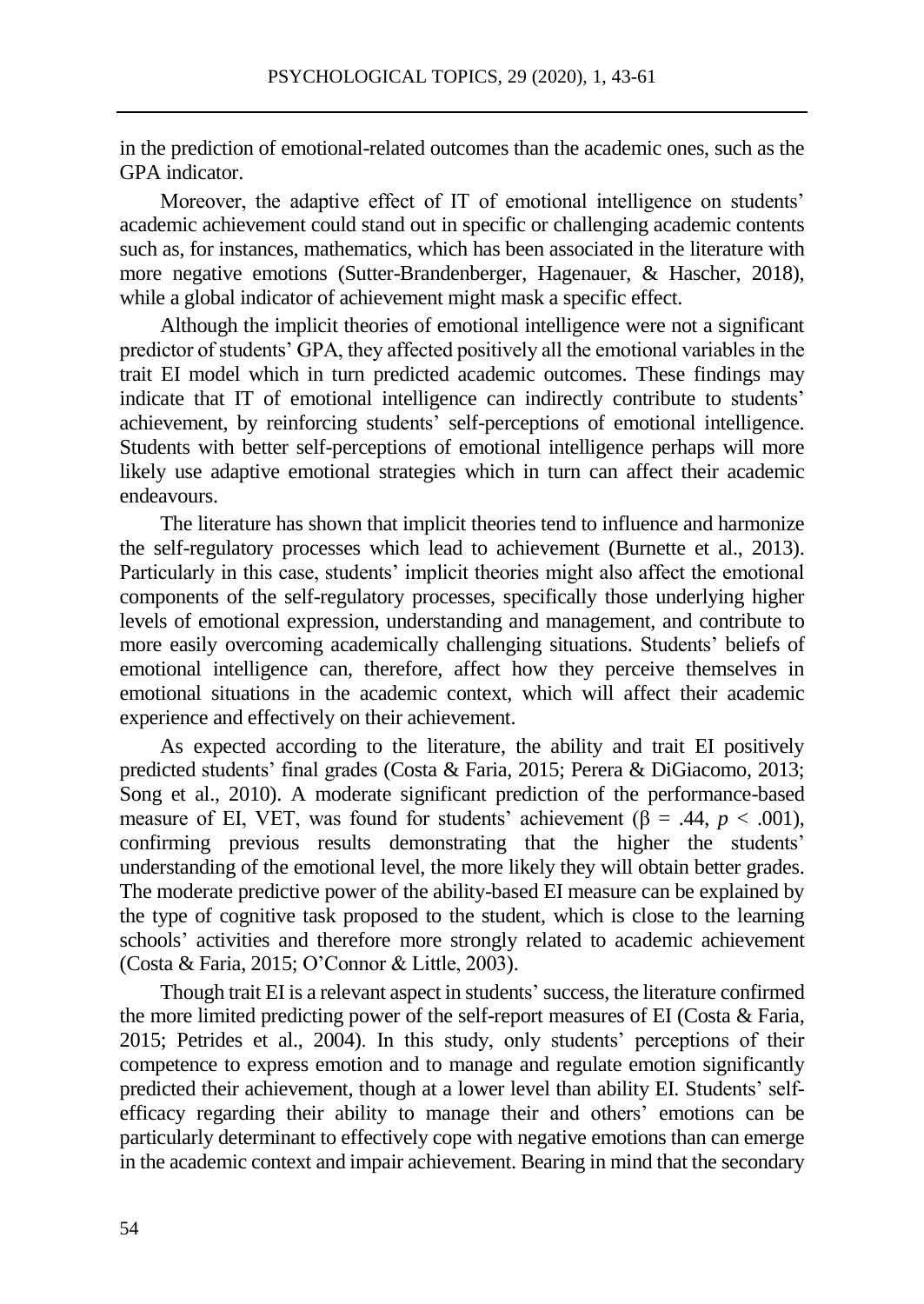in the prediction of emotional-related outcomes than the academic ones, such as the GPA indicator.

Moreover, the adaptive effect of IT of emotional intelligence on students' academic achievement could stand out in specific or challenging academic contents such as, for instances, mathematics, which has been associated in the literature with more negative emotions (Sutter-Brandenberger, Hagenauer, & Hascher, 2018), while a global indicator of achievement might mask a specific effect.

Although the implicit theories of emotional intelligence were not a significant predictor of students' GPA, they affected positively all the emotional variables in the trait EI model which in turn predicted academic outcomes. These findings may indicate that IT of emotional intelligence can indirectly contribute to students' achievement, by reinforcing students' self-perceptions of emotional intelligence. Students with better self-perceptions of emotional intelligence perhaps will more likely use adaptive emotional strategies which in turn can affect their academic endeavours.

The literature has shown that implicit theories tend to influence and harmonize the self-regulatory processes which lead to achievement (Burnette et al., 2013). Particularly in this case, students' implicit theories might also affect the emotional components of the self-regulatory processes, specifically those underlying higher levels of emotional expression, understanding and management, and contribute to more easily overcoming academically challenging situations. Students' beliefs of emotional intelligence can, therefore, affect how they perceive themselves in emotional situations in the academic context, which will affect their academic experience and effectively on their achievement.

As expected according to the literature, the ability and trait EI positively predicted students' final grades (Costa & Faria, 2015; Perera & DiGiacomo, 2013; Song et al., 2010). A moderate significant prediction of the performance-based measure of EI, VET, was found for students' achievement ($\beta = .44$, $p < .001$), confirming previous results demonstrating that the higher the students' understanding of the emotional level, the more likely they will obtain better grades. The moderate predictive power of the ability-based EI measure can be explained by the type of cognitive task proposed to the student, which is close to the learning schools' activities and therefore more strongly related to academic achievement (Costa & Faria, 2015; O'Connor & Little, 2003).

Though trait EI is a relevant aspect in students' success, the literature confirmed the more limited predicting power of the self-report measures of EI (Costa & Faria, 2015; Petrides et al., 2004). In this study, only students' perceptions of their competence to express emotion and to manage and regulate emotion significantly predicted their achievement, though at a lower level than ability EI. Students' self-efficacy regarding their ability to manage their and others' emotions can be particularly determinant to effectively cope with negative emotions than can emerge in the academic context and impair achievement. Bearing in mind that the secondary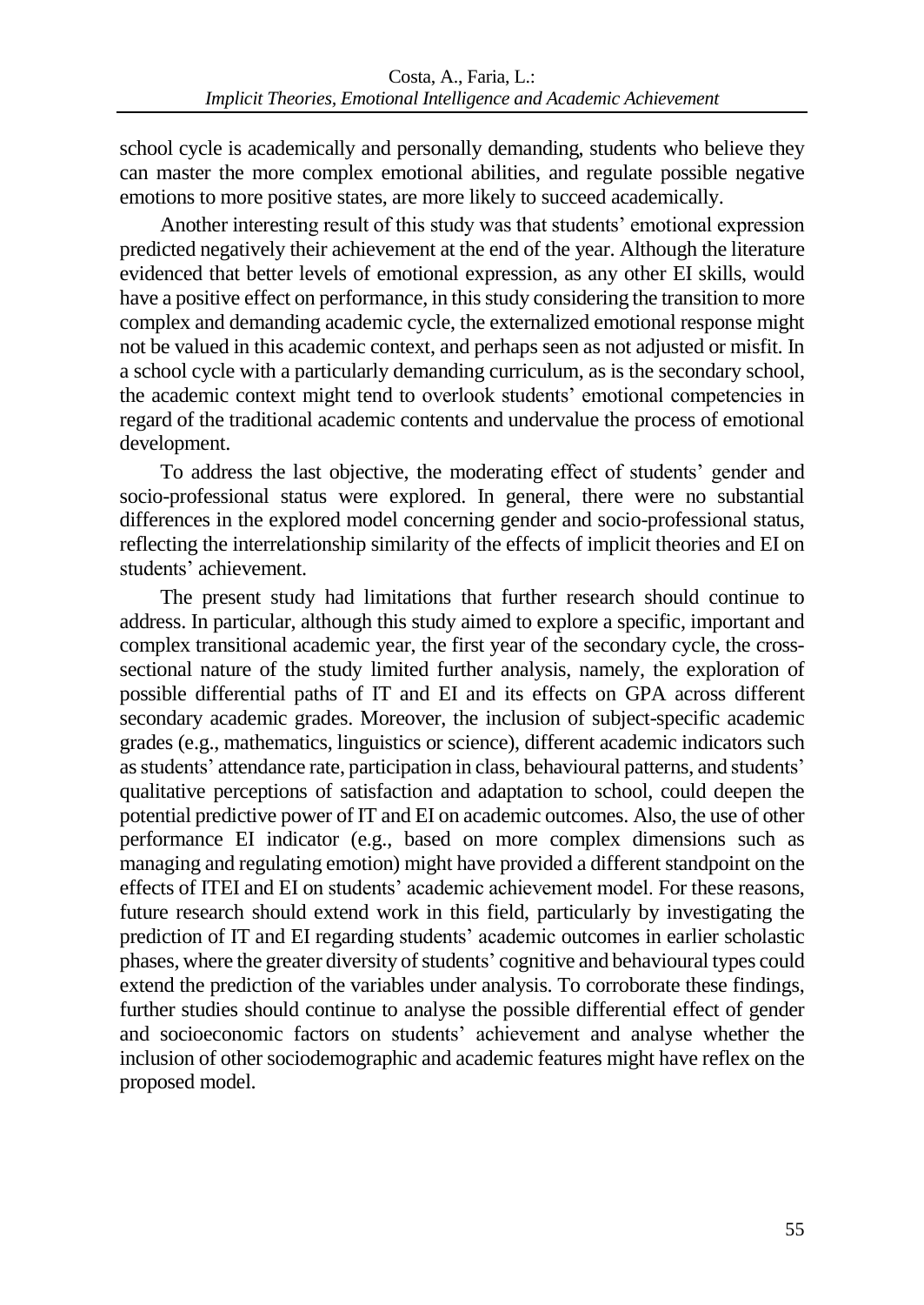school cycle is academically and personally demanding, students who believe they can master the more complex emotional abilities, and regulate possible negative emotions to more positive states, are more likely to succeed academically.

Another interesting result of this study was that students' emotional expression predicted negatively their achievement at the end of the year. Although the literature evidenced that better levels of emotional expression, as any other EI skills, would have a positive effect on performance, in this study considering the transition to more complex and demanding academic cycle, the externalized emotional response might not be valued in this academic context, and perhaps seen as not adjusted or misfit. In a school cycle with a particularly demanding curriculum, as is the secondary school, the academic context might tend to overlook students' emotional competencies in regard of the traditional academic contents and undervalue the process of emotional development.

To address the last objective, the moderating effect of students' gender and socio-professional status were explored. In general, there were no substantial differences in the explored model concerning gender and socio-professional status, reflecting the interrelationship similarity of the effects of implicit theories and EI on students' achievement.

The present study had limitations that further research should continue to address. In particular, although this study aimed to explore a specific, important and complex transitional academic year, the first year of the secondary cycle, the cross-sectional nature of the study limited further analysis, namely, the exploration of possible differential paths of IT and EI and its effects on GPA across different secondary academic grades. Moreover, the inclusion of subject-specific academic grades (e.g., mathematics, linguistics or science), different academic indicators such as students' attendance rate, participation in class, behavioural patterns, and students' qualitative perceptions of satisfaction and adaptation to school, could deepen the potential predictive power of IT and EI on academic outcomes. Also, the use of other performance EI indicator (e.g., based on more complex dimensions such as managing and regulating emotion) might have provided a different standpoint on the effects of ITEI and EI on students' academic achievement model. For these reasons, future research should extend work in this field, particularly by investigating the prediction of IT and EI regarding students' academic outcomes in earlier scholastic phases, where the greater diversity of students' cognitive and behavioural types could extend the prediction of the variables under analysis. To corroborate these findings, further studies should continue to analyse the possible differential effect of gender and socioeconomic factors on students' achievement and analyse whether the inclusion of other sociodemographic and academic features might have reflex on the proposed model.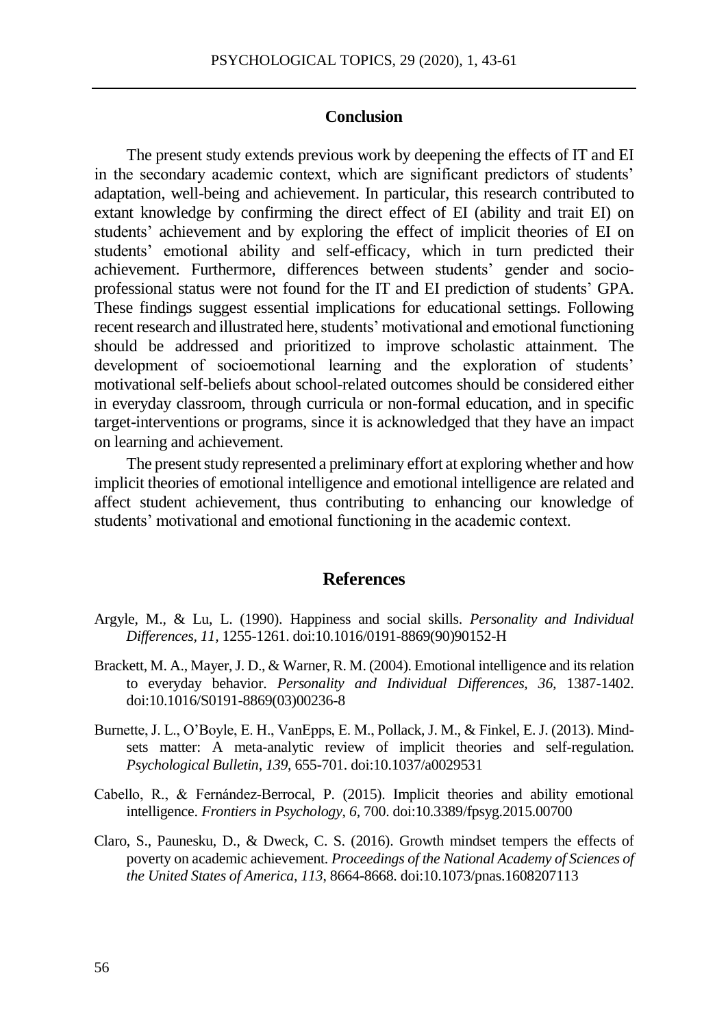## Conclusion

The present study extends previous work by deepening the effects of IT and EI in the secondary academic context, which are significant predictors of students' adaptation, well-being and achievement. In particular, this research contributed to extant knowledge by confirming the direct effect of EI (ability and trait EI) on students' achievement and by exploring the effect of implicit theories of EI on students' emotional ability and self-efficacy, which in turn predicted their achievement. Furthermore, differences between students' gender and socio-professional status were not found for the IT and EI prediction of students' GPA. These findings suggest essential implications for educational settings. Following recent research and illustrated here, students' motivational and emotional functioning should be addressed and prioritized to improve scholastic attainment. The development of socioemotional learning and the exploration of students' motivational self-beliefs about school-related outcomes should be considered either in everyday classroom, through curricula or non-formal education, and in specific target-interventions or programs, since it is acknowledged that they have an impact on learning and achievement.

The present study represented a preliminary effort at exploring whether and how implicit theories of emotional intelligence and emotional intelligence are related and affect student achievement, thus contributing to enhancing our knowledge of students' motivational and emotional functioning in the academic context.

## References

Argyle, M., & Lu, L. (1990). Happiness and social skills. *Personality and Individual Differences*, *11*, 1255-1261. doi:10.1016/0191-8869(90)90152-H

Brackett, M. A., Mayer, J. D., & Warner, R. M. (2004). Emotional intelligence and its relation to everyday behavior. *Personality and Individual Differences*, *36*, 1387-1402. doi:10.1016/S0191-8869(03)00236-8

Burnette, J. L., O'Boyle, E. H., VanEpps, E. M., Pollack, J. M., & Finkel, E. J. (2013). Mind-sets matter: A meta-analytic review of implicit theories and self-regulation. *Psychological Bulletin*, *139*, 655-701. doi:10.1037/a0029531

Cabello, R., & Fernández-Berrocal, P. (2015). Implicit theories and ability emotional intelligence. *Frontiers in Psychology*, *6*, 700. doi:10.3389/fpsyg.2015.00700

Claro, S., Paunesku, D., & Dweck, C. S. (2016). Growth mindset tempers the effects of poverty on academic achievement. *Proceedings of the National Academy of Sciences of the United States of America*, *113*, 8664-8668. doi:10.1073/pnas.1608207113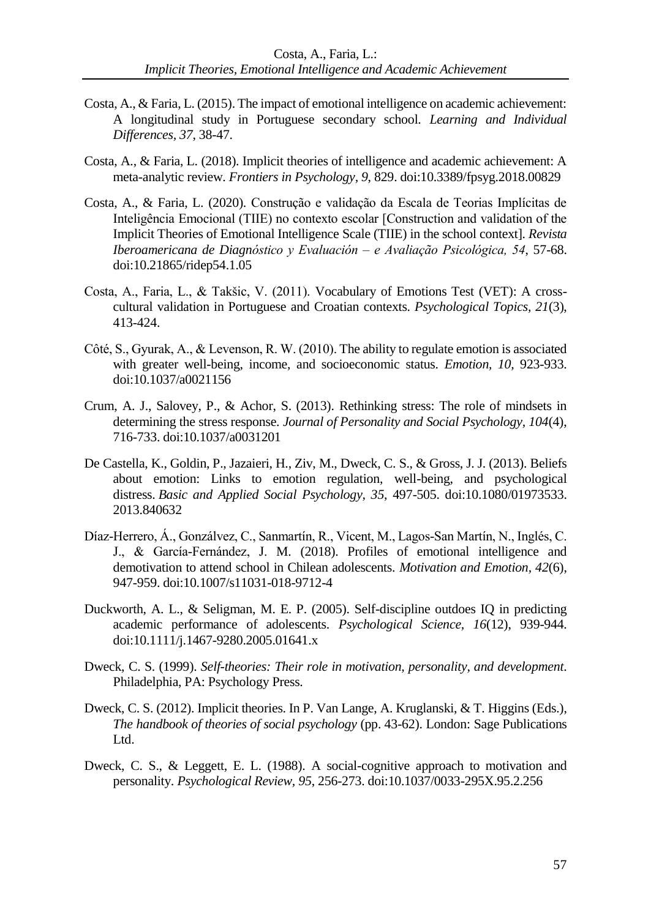Costa, A., & Faria, L. (2015). The impact of emotional intelligence on academic achievement: A longitudinal study in Portuguese secondary school. *Learning and Individual Differences*, *37*, 38-47.

Costa, A., & Faria, L. (2018). Implicit theories of intelligence and academic achievement: A meta-analytic review. *Frontiers in Psychology*, *9*, 829. doi:10.3389/fpsyg.2018.00829

Costa, A., & Faria, L. (2020). Construção e validação da Escala de Teorias Implícitas de Inteligência Emocional (TIIE) no contexto escolar [Construction and validation of the Implicit Theories of Emotional Intelligence Scale (TIIE) in the school context]. *Revista Iberoamericana de Diagnóstico y Evaluación – e Avaliação Psicológica, 54*, 57-68. doi:10.21865/ridep54.1.05

Costa, A., Faria, L., & Takšic, V. (2011). Vocabulary of Emotions Test (VET): A cross-cultural validation in Portuguese and Croatian contexts. *Psychological Topics*, *21*(3), 413-424.

Côté, S., Gyurak, A., & Levenson, R. W. (2010). The ability to regulate emotion is associated with greater well-being, income, and socioeconomic status. *Emotion*, *10*, 923-933. doi:10.1037/a0021156

Crum, A. J., Salovey, P., & Achor, S. (2013). Rethinking stress: The role of mindsets in determining the stress response. *Journal of Personality and Social Psychology*, *104*(4), 716-733. doi:10.1037/a0031201

De Castella, K., Goldin, P., Jazaieri, H., Ziv, M., Dweck, C. S., & Gross, J. J. (2013). Beliefs about emotion: Links to emotion regulation, well-being, and psychological distress. *Basic and Applied Social Psychology*, *35*, 497-505. doi:10.1080/01973533.2013.840632

Díaz-Herrero, Á., Gonzálvez, C., Sanmartín, R., Vicent, M., Lagos-San Martín, N., Inglés, C. J., & García-Fernández, J. M. (2018). Profiles of emotional intelligence and demotivation to attend school in Chilean adolescents. *Motivation and Emotion*, *42*(6), 947-959. doi:10.1007/s11031-018-9712-4

Duckworth, A. L., & Seligman, M. E. P. (2005). Self-discipline outdoes IQ in predicting academic performance of adolescents. *Psychological Science*, *16*(12), 939-944. doi:10.1111/j.1467-9280.2005.01641.x

Dweck, C. S. (1999). *Self-theories: Their role in motivation, personality, and development*. Philadelphia, PA: Psychology Press.

Dweck, C. S. (2012). Implicit theories. In P. Van Lange, A. Kruglanski, & T. Higgins (Eds.), *The handbook of theories of social psychology* (pp. 43-62). London: Sage Publications Ltd.

Dweck, C. S., & Leggett, E. L. (1988). A social-cognitive approach to motivation and personality. *Psychological Review*, *95*, 256-273. doi:10.1037/0033-295X.95.2.256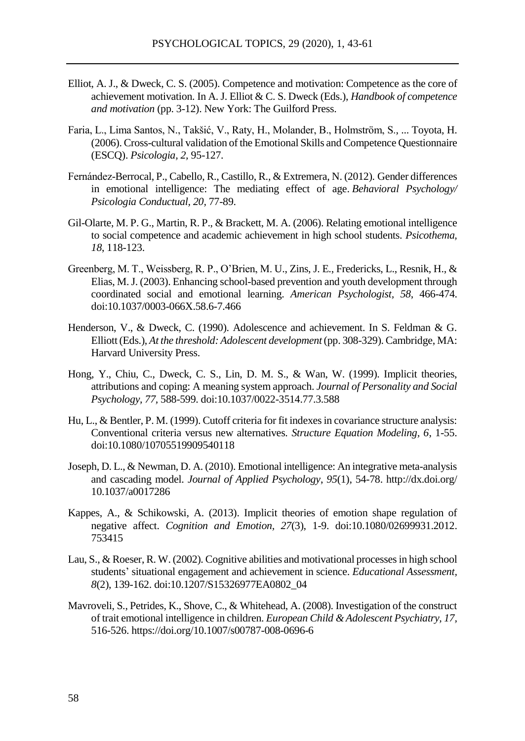Elliot, A. J., & Dweck, C. S. (2005). Competence and motivation: Competence as the core of achievement motivation. In A. J. Elliot & C. S. Dweck (Eds.), *Handbook of competence and motivation* (pp. 3-12). New York: The Guilford Press.

Faria, L., Lima Santos, N., Takšić, V., Raty, H., Molander, B., Holmström, S., ... Toyota, H. (2006). Cross-cultural validation of the Emotional Skills and Competence Questionnaire (ESCQ). *Psicologia, 2*, 95-127.

Fernández-Berrocal, P., Cabello, R., Castillo, R., & Extremera, N. (2012). Gender differences in emotional intelligence: The mediating effect of age. *Behavioral Psychology/ Psicologia Conductual, 20*, 77-89.

Gil-Olarte, M. P. G., Martin, R. P., & Brackett, M. A. (2006). Relating emotional intelligence to social competence and academic achievement in high school students. *Psicothema, 18*, 118-123.

Greenberg, M. T., Weissberg, R. P., O'Brien, M. U., Zins, J. E., Fredericks, L., Resnik, H., & Elias, M. J. (2003). Enhancing school-based prevention and youth development through coordinated social and emotional learning. *American Psychologist, 58*, 466-474. doi:10.1037/0003-066X.58.6-7.466

Henderson, V., & Dweck, C. (1990). Adolescence and achievement. In S. Feldman & G. Elliott (Eds.), *At the threshold: Adolescent development* (pp. 308-329). Cambridge, MA: Harvard University Press.

Hong, Y., Chiu, C., Dweck, C. S., Lin, D. M. S., & Wan, W. (1999). Implicit theories, attributions and coping: A meaning system approach. *Journal of Personality and Social Psychology, 77*, 588-599. doi:10.1037/0022-3514.77.3.588

Hu, L., & Bentler, P. M. (1999). Cutoff criteria for fit indexes in covariance structure analysis: Conventional criteria versus new alternatives. *Structure Equation Modeling, 6*, 1-55. doi:10.1080/10705519909540118

Joseph, D. L., & Newman, D. A. (2010). Emotional intelligence: An integrative meta-analysis and cascading model. *Journal of Applied Psychology, 95*(1), 54-78. http://dx.doi.org/ 10.1037/a0017286

Kappes, A., & Schikowski, A. (2013). Implicit theories of emotion shape regulation of negative affect. *Cognition and Emotion, 27*(3), 1-9. doi:10.1080/02699931.2012. 753415

Lau, S., & Roeser, R. W. (2002). Cognitive abilities and motivational processes in high school students' situational engagement and achievement in science. *Educational Assessment, 8*(2), 139-162. doi:10.1207/S15326977EA0802_04

Mavroveli, S., Petrides, K., Shove, C., & Whitehead, A. (2008). Investigation of the construct of trait emotional intelligence in children. *European Child & Adolescent Psychiatry, 17*, 516-526. https://doi.org/10.1007/s00787-008-0696-6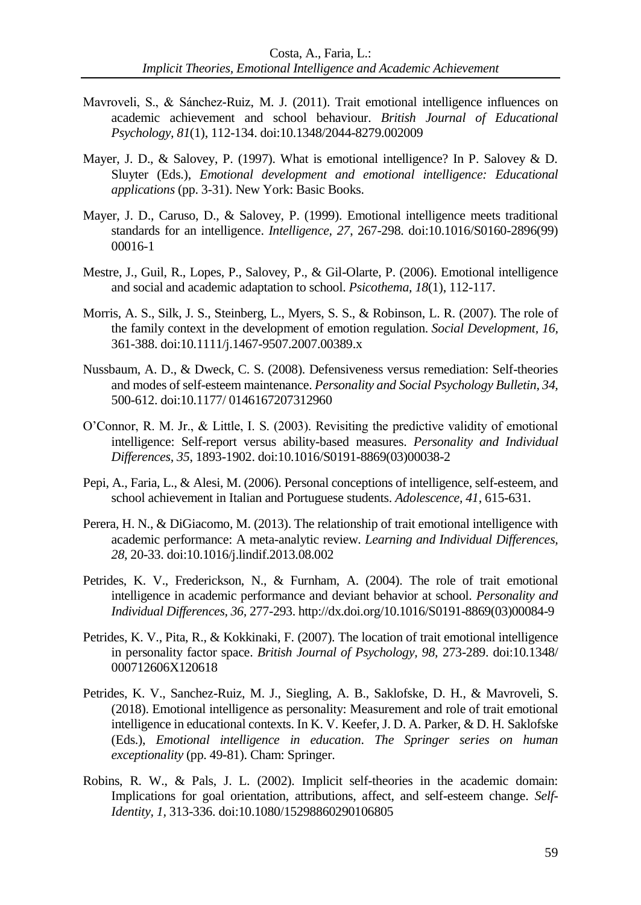Mavroveli, S., & Sánchez-Ruiz, M. J. (2011). Trait emotional intelligence influences on academic achievement and school behaviour. *British Journal of Educational Psychology, 81*(1), 112-134. doi:10.1348/2044-8279.002009

Mayer, J. D., & Salovey, P. (1997). What is emotional intelligence? In P. Salovey & D. Sluyter (Eds.), *Emotional development and emotional intelligence: Educational applications* (pp. 3-31). New York: Basic Books.

Mayer, J. D., Caruso, D., & Salovey, P. (1999). Emotional intelligence meets traditional standards for an intelligence. *Intelligence*, *27*, 267-298. doi:10.1016/S0160-2896(99)00016-1

Mestre, J., Guil, R., Lopes, P., Salovey, P., & Gil-Olarte, P. (2006). Emotional intelligence and social and academic adaptation to school. *Psicothema, 18*(1), 112-117.

Morris, A. S., Silk, J. S., Steinberg, L., Myers, S. S., & Robinson, L. R. (2007). The role of the family context in the development of emotion regulation. *Social Development*, *16,* 361-388. doi:10.1111/j.1467-9507.2007.00389.x

Nussbaum, A. D., & Dweck, C. S. (2008). Defensiveness versus remediation: Self-theories and modes of self-esteem maintenance. *Personality and Social Psychology Bulletin, 34*, 500-612. doi:10.1177/ 0146167207312960

O'Connor, R. M. Jr., & Little, I. S. (2003). Revisiting the predictive validity of emotional intelligence: Self-report versus ability-based measures. *Personality and Individual Differences, 35*, 1893-1902. doi:10.1016/S0191-8869(03)00038-2

Pepi, A., Faria, L., & Alesi, M. (2006). Personal conceptions of intelligence, self-esteem, and school achievement in Italian and Portuguese students. *Adolescence, 41*, 615-631.

Perera, H. N., & DiGiacomo, M. (2013). The relationship of trait emotional intelligence with academic performance: A meta-analytic review. *Learning and Individual Differences, 28*, 20-33. doi:10.1016/j.lindif.2013.08.002

Petrides, K. V., Frederickson, N., & Furnham, A. (2004). The role of trait emotional intelligence in academic performance and deviant behavior at school. *Personality and Individual Differences, 36,* 277-293. http://dx.doi.org/10.1016/S0191-8869(03)00084-9

Petrides, K. V., Pita, R., & Kokkinaki, F. (2007). The location of trait emotional intelligence in personality factor space. *British Journal of Psychology*, *98,* 273-289. doi:10.1348/ 000712606X120618

Petrides, K. V., Sanchez-Ruiz, M. J., Siegling, A. B., Saklofske, D. H., & Mavroveli, S. (2018). Emotional intelligence as personality: Measurement and role of trait emotional intelligence in educational contexts. In K. V. Keefer, J. D. A. Parker, & D. H. Saklofske (Eds.), *Emotional intelligence in education*. *The Springer series on human exceptionality* (pp. 49-81). Cham: Springer.

Robins, R. W., & Pals, J. L. (2002). Implicit self-theories in the academic domain: Implications for goal orientation, attributions, affect, and self-esteem change. *Self-Identity, 1,* 313-336. doi:10.1080/15298860290106805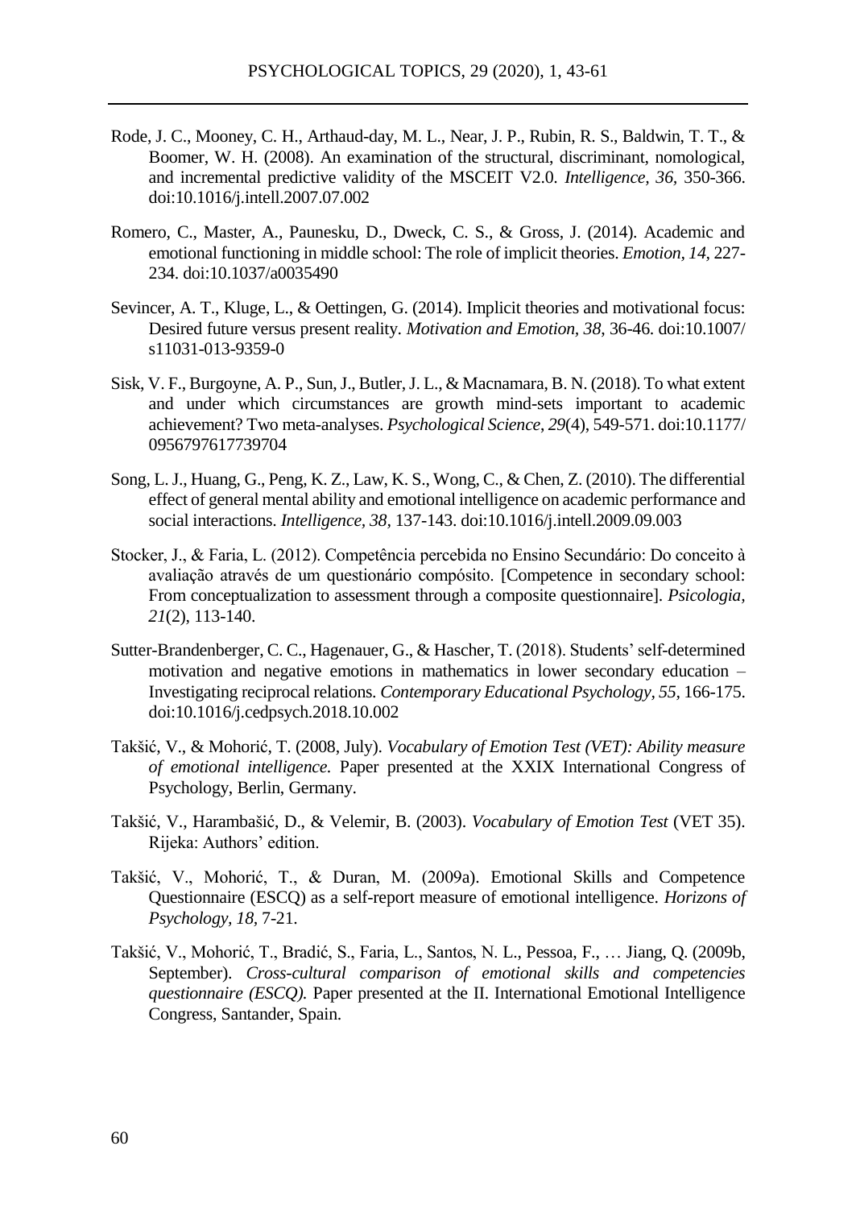Rode, J. C., Mooney, C. H., Arthaud-day, M. L., Near, J. P., Rubin, R. S., Baldwin, T. T., & Boomer, W. H. (2008). An examination of the structural, discriminant, nomological, and incremental predictive validity of the MSCEIT V2.0. *Intelligence, 36,* 350-366. doi:10.1016/j.intell.2007.07.002

Romero, C., Master, A., Paunesku, D., Dweck, C. S., & Gross, J. (2014). Academic and emotional functioning in middle school: The role of implicit theories. *Emotion, 14,* 227-234. doi:10.1037/a0035490

Sevincer, A. T., Kluge, L., & Oettingen, G. (2014). Implicit theories and motivational focus: Desired future versus present reality. *Motivation and Emotion, 38,* 36-46. doi:10.1007/s11031-013-9359-0

Sisk, V. F., Burgoyne, A. P., Sun, J., Butler, J. L., & Macnamara, B. N. (2018). To what extent and under which circumstances are growth mind-sets important to academic achievement? Two meta-analyses. *Psychological Science, 29*(4), 549-571. doi:10.1177/0956797617739704

Song, L. J., Huang, G., Peng, K. Z., Law, K. S., Wong, C., & Chen, Z. (2010). The differential effect of general mental ability and emotional intelligence on academic performance and social interactions. *Intelligence, 38,* 137-143. doi:10.1016/j.intell.2009.09.003

Stocker, J., & Faria, L. (2012). Competência percebida no Ensino Secundário: Do conceito à avaliação através de um questionário compósito. [Competence in secondary school: From conceptualization to assessment through a composite questionnaire]. *Psicologia, 21*(2), 113-140.

Sutter-Brandenberger, C. C., Hagenauer, G., & Hascher, T. (2018). Students' self-determined motivation and negative emotions in mathematics in lower secondary education – Investigating reciprocal relations. *Contemporary Educational Psychology, 55,* 166-175. doi:10.1016/j.cedpsych.2018.10.002

Takšić, V., & Mohorić, T. (2008, July). *Vocabulary of Emotion Test (VET): Ability measure of emotional intelligence.* Paper presented at the XXIX International Congress of Psychology, Berlin, Germany.

Takšić, V., Harambašić, D., & Velemir, B. (2003). *Vocabulary of Emotion Test* (VET 35). Rijeka: Authors' edition.

Takšić, V., Mohorić, T., & Duran, M. (2009a). Emotional Skills and Competence Questionnaire (ESCQ) as a self-report measure of emotional intelligence. *Horizons of Psychology, 18,* 7-21.

Takšić, V., Mohorić, T., Bradić, S., Faria, L., Santos, N. L., Pessoa, F., … Jiang, Q. (2009b, September). *Cross-cultural comparison of emotional skills and competencies questionnaire (ESCQ).* Paper presented at the II. International Emotional Intelligence Congress, Santander, Spain.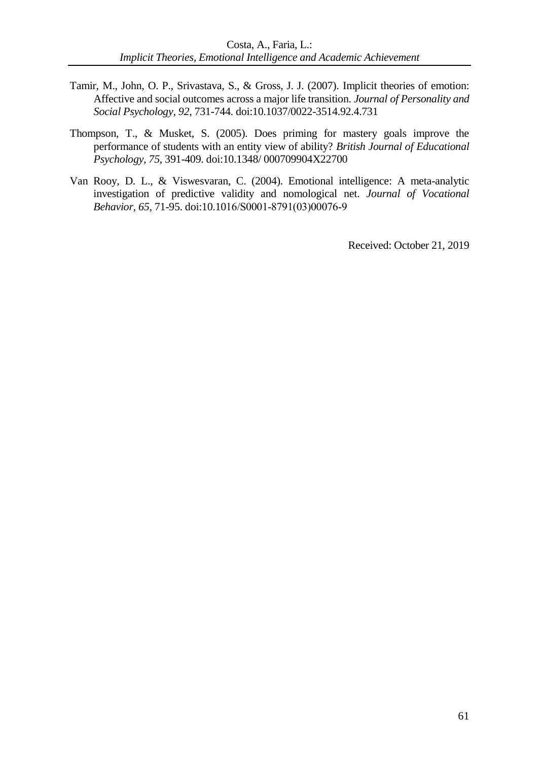Tamir, M., John, O. P., Srivastava, S., & Gross, J. J. (2007). Implicit theories of emotion: Affective and social outcomes across a major life transition. *Journal of Personality and Social Psychology, 92*, 731-744. doi:10.1037/0022-3514.92.4.731

Thompson, T., & Musket, S. (2005). Does priming for mastery goals improve the performance of students with an entity view of ability? *British Journal of Educational Psychology, 75*, 391-409. doi:10.1348/ 000709904X22700

Van Rooy, D. L., & Viswesvaran, C. (2004). Emotional intelligence: A meta-analytic investigation of predictive validity and nomological net. *Journal of Vocational Behavior, 65*, 71-95. doi:10.1016/S0001-8791(03)00076-9

Received: October 21, 2019